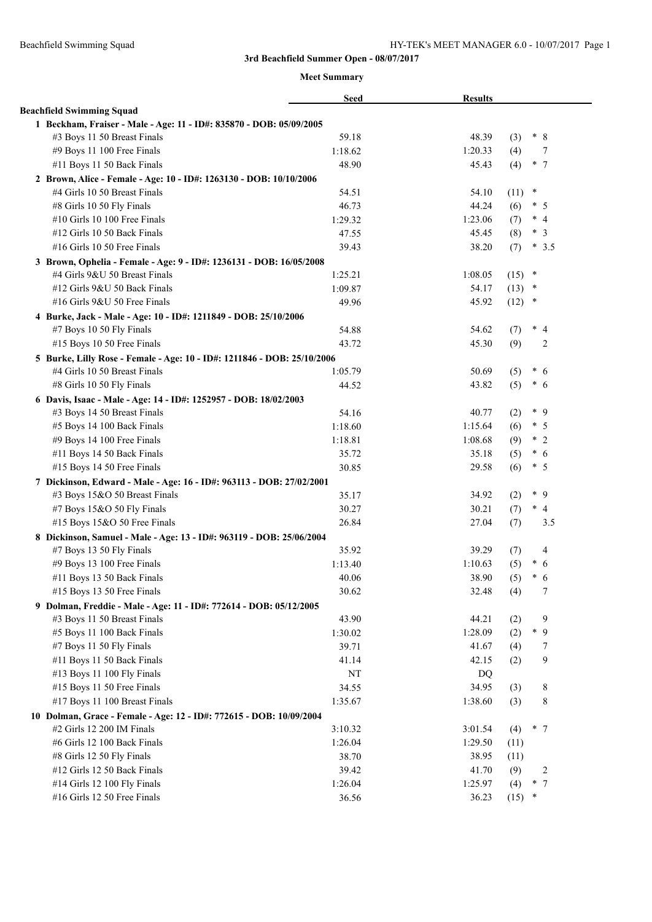**3rd Beachfield Summer Open - 08/07/2017**

**Meet Summary**

| | Seed | Results | | |
|---|---|---|---|---|
| **Beachfield Swimming Squad** | | | | |
| **1 Beckham, Fraiser - Male - Age: 11 - ID#: 835870 - DOB: 05/09/2005** | | | | |
| #3 Boys 11 50 Breast Finals | 59.18 | 48.39 | (3) | * 8 |
| #9 Boys 11 100 Free Finals | 1:18.62 | 1:20.33 | (4) | 7 |
| #11 Boys 11 50 Back Finals | 48.90 | 45.43 | (4) | * 7 |
| **2 Brown, Alice - Female - Age: 10 - ID#: 1263130 - DOB: 10/10/2006** | | | | |
| #4 Girls 10 50 Breast Finals | 54.51 | 54.10 | (11) | * |
| #8 Girls 10 50 Fly Finals | 46.73 | 44.24 | (6) | * 5 |
| #10 Girls 10 100 Free Finals | 1:29.32 | 1:23.06 | (7) | * 4 |
| #12 Girls 10 50 Back Finals | 47.55 | 45.45 | (8) | * 3 |
| #16 Girls 10 50 Free Finals | 39.43 | 38.20 | (7) | * 3.5 |
| **3 Brown, Ophelia - Female - Age: 9 - ID#: 1236131 - DOB: 16/05/2008** | | | | |
| #4 Girls 9&U 50 Breast Finals | 1:25.21 | 1:08.05 | (15) | * |
| #12 Girls 9&U 50 Back Finals | 1:09.87 | 54.17 | (13) | * |
| #16 Girls 9&U 50 Free Finals | 49.96 | 45.92 | (12) | * |
| **4 Burke, Jack - Male - Age: 10 - ID#: 1211849 - DOB: 25/10/2006** | | | | |
| #7 Boys 10 50 Fly Finals | 54.88 | 54.62 | (7) | * 4 |
| #15 Boys 10 50 Free Finals | 43.72 | 45.30 | (9) | 2 |
| **5 Burke, Lilly Rose - Female - Age: 10 - ID#: 1211846 - DOB: 25/10/2006** | | | | |
| #4 Girls 10 50 Breast Finals | 1:05.79 | 50.69 | (5) | * 6 |
| #8 Girls 10 50 Fly Finals | 44.52 | 43.82 | (5) | * 6 |
| **6 Davis, Isaac - Male - Age: 14 - ID#: 1252957 - DOB: 18/02/2003** | | | | |
| #3 Boys 14 50 Breast Finals | 54.16 | 40.77 | (2) | * 9 |
| #5 Boys 14 100 Back Finals | 1:18.60 | 1:15.64 | (6) | * 5 |
| #9 Boys 14 100 Free Finals | 1:18.81 | 1:08.68 | (9) | * 2 |
| #11 Boys 14 50 Back Finals | 35.72 | 35.18 | (5) | * 6 |
| #15 Boys 14 50 Free Finals | 30.85 | 29.58 | (6) | * 5 |
| **7 Dickinson, Edward - Male - Age: 16 - ID#: 963113 - DOB: 27/02/2001** | | | | |
| #3 Boys 15&O 50 Breast Finals | 35.17 | 34.92 | (2) | * 9 |
| #7 Boys 15&O 50 Fly Finals | 30.27 | 30.21 | (7) | * 4 |
| #15 Boys 15&O 50 Free Finals | 26.84 | 27.04 | (7) | 3.5 |
| **8 Dickinson, Samuel - Male - Age: 13 - ID#: 963119 - DOB: 25/06/2004** | | | | |
| #7 Boys 13 50 Fly Finals | 35.92 | 39.29 | (7) | 4 |
| #9 Boys 13 100 Free Finals | 1:13.40 | 1:10.63 | (5) | * 6 |
| #11 Boys 13 50 Back Finals | 40.06 | 38.90 | (5) | * 6 |
| #15 Boys 13 50 Free Finals | 30.62 | 32.48 | (4) | 7 |
| **9 Dolman, Freddie - Male - Age: 11 - ID#: 772614 - DOB: 05/12/2005** | | | | |
| #3 Boys 11 50 Breast Finals | 43.90 | 44.21 | (2) | 9 |
| #5 Boys 11 100 Back Finals | 1:30.02 | 1:28.09 | (2) | * 9 |
| #7 Boys 11 50 Fly Finals | 39.71 | 41.67 | (4) | 7 |
| #11 Boys 11 50 Back Finals | 41.14 | 42.15 | (2) | 9 |
| #13 Boys 11 100 Fly Finals | NT | DQ | | |
| #15 Boys 11 50 Free Finals | 34.55 | 34.95 | (3) | 8 |
| #17 Boys 11 100 Breast Finals | 1:35.67 | 1:38.60 | (3) | 8 |
| **10 Dolman, Grace - Female - Age: 12 - ID#: 772615 - DOB: 10/09/2004** | | | | |
| #2 Girls 12 200 IM Finals | 3:10.32 | 3:01.54 | (4) | * 7 |
| #6 Girls 12 100 Back Finals | 1:26.04 | 1:29.50 | (11) | |
| #8 Girls 12 50 Fly Finals | 38.70 | 38.95 | (11) | |
| #12 Girls 12 50 Back Finals | 39.42 | 41.70 | (9) | 2 |
| #14 Girls 12 100 Fly Finals | 1:26.04 | 1:25.97 | (4) | * 7 |
| #16 Girls 12 50 Free Finals | 36.56 | 36.23 | (15) | * |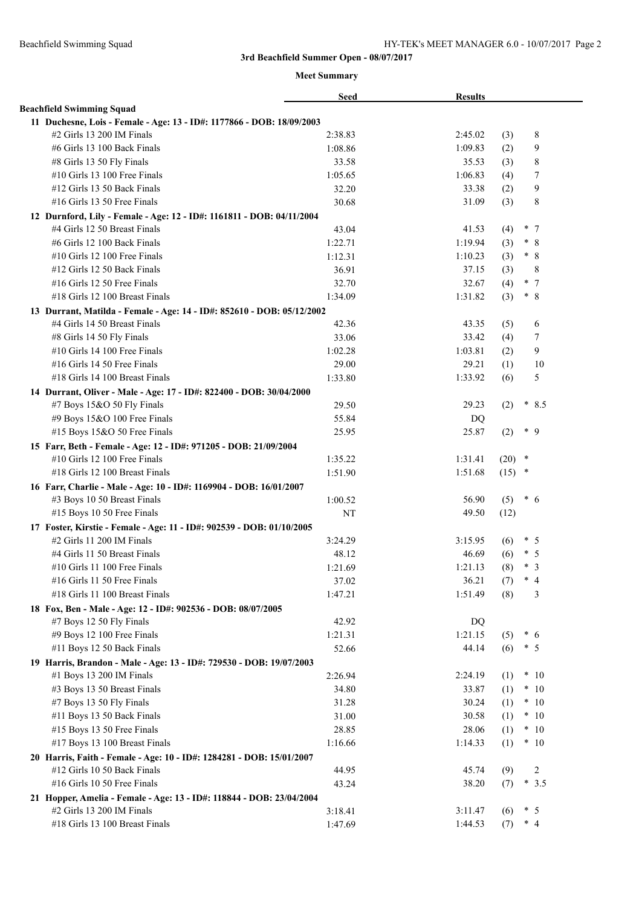**3rd Beachfield Summer Open - 08/07/2017**

**Meet Summary**

| | Seed | Results | | |
|---|---|---|---|---|
| **Beachfield Swimming Squad** | | | | |
| **11 Duchesne, Lois - Female - Age: 13 - ID#: 1177866 - DOB: 18/09/2003** | | | | |
| #2 Girls 13 200 IM Finals | 2:38.83 | 2:45.02 | (3) | 8 |
| #6 Girls 13 100 Back Finals | 1:08.86 | 1:09.83 | (2) | 9 |
| #8 Girls 13 50 Fly Finals | 33.58 | 35.53 | (3) | 8 |
| #10 Girls 13 100 Free Finals | 1:05.65 | 1:06.83 | (4) | 7 |
| #12 Girls 13 50 Back Finals | 32.20 | 33.38 | (2) | 9 |
| #16 Girls 13 50 Free Finals | 30.68 | 31.09 | (3) | 8 |
| **12 Durnford, Lily - Female - Age: 12 - ID#: 1161811 - DOB: 04/11/2004** | | | | |
| #4 Girls 12 50 Breast Finals | 43.04 | 41.53 | (4) | * 7 |
| #6 Girls 12 100 Back Finals | 1:22.71 | 1:19.94 | (3) | * 8 |
| #10 Girls 12 100 Free Finals | 1:12.31 | 1:10.23 | (3) | * 8 |
| #12 Girls 12 50 Back Finals | 36.91 | 37.15 | (3) | 8 |
| #16 Girls 12 50 Free Finals | 32.70 | 32.67 | (4) | * 7 |
| #18 Girls 12 100 Breast Finals | 1:34.09 | 1:31.82 | (3) | * 8 |
| **13 Durrant, Matilda - Female - Age: 14 - ID#: 852610 - DOB: 05/12/2002** | | | | |
| #4 Girls 14 50 Breast Finals | 42.36 | 43.35 | (5) | 6 |
| #8 Girls 14 50 Fly Finals | 33.06 | 33.42 | (4) | 7 |
| #10 Girls 14 100 Free Finals | 1:02.28 | 1:03.81 | (2) | 9 |
| #16 Girls 14 50 Free Finals | 29.00 | 29.21 | (1) | 10 |
| #18 Girls 14 100 Breast Finals | 1:33.80 | 1:33.92 | (6) | 5 |
| **14 Durrant, Oliver - Male - Age: 17 - ID#: 822400 - DOB: 30/04/2000** | | | | |
| #7 Boys 15&O 50 Fly Finals | 29.50 | 29.23 | (2) | * 8.5 |
| #9 Boys 15&O 100 Free Finals | 55.84 | DQ | | |
| #15 Boys 15&O 50 Free Finals | 25.95 | 25.87 | (2) | * 9 |
| **15 Farr, Beth - Female - Age: 12 - ID#: 971205 - DOB: 21/09/2004** | | | | |
| #10 Girls 12 100 Free Finals | 1:35.22 | 1:31.41 | (20) | * |
| #18 Girls 12 100 Breast Finals | 1:51.90 | 1:51.68 | (15) | * |
| **16 Farr, Charlie - Male - Age: 10 - ID#: 1169904 - DOB: 16/01/2007** | | | | |
| #3 Boys 10 50 Breast Finals | 1:00.52 | 56.90 | (5) | * 6 |
| #15 Boys 10 50 Free Finals | NT | 49.50 | (12) | |
| **17 Foster, Kirstie - Female - Age: 11 - ID#: 902539 - DOB: 01/10/2005** | | | | |
| #2 Girls 11 200 IM Finals | 3:24.29 | 3:15.95 | (6) | * 5 |
| #4 Girls 11 50 Breast Finals | 48.12 | 46.69 | (6) | * 5 |
| #10 Girls 11 100 Free Finals | 1:21.69 | 1:21.13 | (8) | * 3 |
| #16 Girls 11 50 Free Finals | 37.02 | 36.21 | (7) | * 4 |
| #18 Girls 11 100 Breast Finals | 1:47.21 | 1:51.49 | (8) | 3 |
| **18 Fox, Ben - Male - Age: 12 - ID#: 902536 - DOB: 08/07/2005** | | | | |
| #7 Boys 12 50 Fly Finals | 42.92 | DQ | | |
| #9 Boys 12 100 Free Finals | 1:21.31 | 1:21.15 | (5) | * 6 |
| #11 Boys 12 50 Back Finals | 52.66 | 44.14 | (6) | * 5 |
| **19 Harris, Brandon - Male - Age: 13 - ID#: 729530 - DOB: 19/07/2003** | | | | |
| #1 Boys 13 200 IM Finals | 2:26.94 | 2:24.19 | (1) | * 10 |
| #3 Boys 13 50 Breast Finals | 34.80 | 33.87 | (1) | * 10 |
| #7 Boys 13 50 Fly Finals | 31.28 | 30.24 | (1) | * 10 |
| #11 Boys 13 50 Back Finals | 31.00 | 30.58 | (1) | * 10 |
| #15 Boys 13 50 Free Finals | 28.85 | 28.06 | (1) | * 10 |
| #17 Boys 13 100 Breast Finals | 1:16.66 | 1:14.33 | (1) | * 10 |
| **20 Harris, Faith - Female - Age: 10 - ID#: 1284281 - DOB: 15/01/2007** | | | | |
| #12 Girls 10 50 Back Finals | 44.95 | 45.74 | (9) | 2 |
| #16 Girls 10 50 Free Finals | 43.24 | 38.20 | (7) | * 3.5 |
| **21 Hopper, Amelia - Female - Age: 13 - ID#: 118844 - DOB: 23/04/2004** | | | | |
| #2 Girls 13 200 IM Finals | 3:18.41 | 3:11.47 | (6) | * 5 |
| #18 Girls 13 100 Breast Finals | 1:47.69 | 1:44.53 | (7) | * 4 |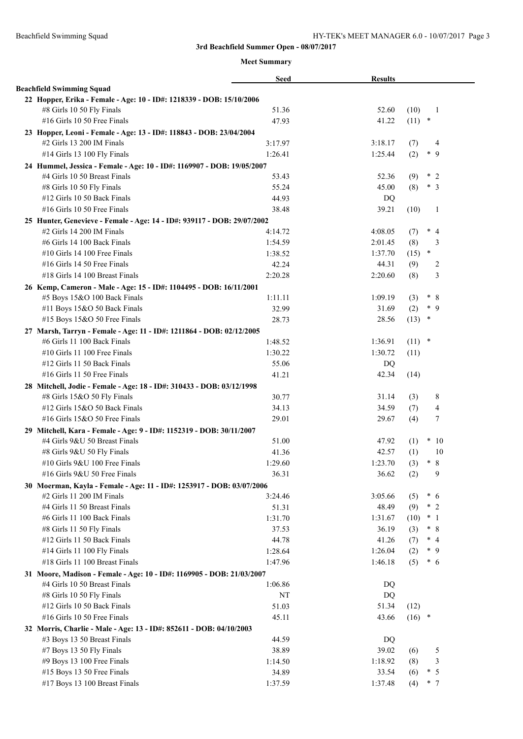**3rd Beachfield Summer Open - 08/07/2017**

**Meet Summary**

| | Seed | Results | | |
|---|---|---|---|---|
| **Beachfield Swimming Squad** | | | | |
| **22 Hopper, Erika - Female - Age: 10 - ID#: 1218339 - DOB: 15/10/2006** | | | | |
| #8 Girls 10 50 Fly Finals | 51.36 | 52.60 | (10) | 1 |
| #16 Girls 10 50 Free Finals | 47.93 | 41.22 | (11) | * |
| **23 Hopper, Leoni - Female - Age: 13 - ID#: 118843 - DOB: 23/04/2004** | | | | |
| #2 Girls 13 200 IM Finals | 3:17.97 | 3:18.17 | (7) | 4 |
| #14 Girls 13 100 Fly Finals | 1:26.41 | 1:25.44 | (2) | * 9 |
| **24 Hummel, Jessica - Female - Age: 10 - ID#: 1169907 - DOB: 19/05/2007** | | | | |
| #4 Girls 10 50 Breast Finals | 53.43 | 52.36 | (9) | * 2 |
| #8 Girls 10 50 Fly Finals | 55.24 | 45.00 | (8) | * 3 |
| #12 Girls 10 50 Back Finals | 44.93 | DQ | | |
| #16 Girls 10 50 Free Finals | 38.48 | 39.21 | (10) | 1 |
| **25 Hunter, Genevieve - Female - Age: 14 - ID#: 939117 - DOB: 29/07/2002** | | | | |
| #2 Girls 14 200 IM Finals | 4:14.72 | 4:08.05 | (7) | * 4 |
| #6 Girls 14 100 Back Finals | 1:54.59 | 2:01.45 | (8) | 3 |
| #10 Girls 14 100 Free Finals | 1:38.52 | 1:37.70 | (15) | * |
| #16 Girls 14 50 Free Finals | 42.24 | 44.31 | (9) | 2 |
| #18 Girls 14 100 Breast Finals | 2:20.28 | 2:20.60 | (8) | 3 |
| **26 Kemp, Cameron - Male - Age: 15 - ID#: 1104495 - DOB: 16/11/2001** | | | | |
| #5 Boys 15&O 100 Back Finals | 1:11.11 | 1:09.19 | (3) | * 8 |
| #11 Boys 15&O 50 Back Finals | 32.99 | 31.69 | (2) | * 9 |
| #15 Boys 15&O 50 Free Finals | 28.73 | 28.56 | (13) | * |
| **27 Marsh, Tarryn - Female - Age: 11 - ID#: 1211864 - DOB: 02/12/2005** | | | | |
| #6 Girls 11 100 Back Finals | 1:48.52 | 1:36.91 | (11) | * |
| #10 Girls 11 100 Free Finals | 1:30.22 | 1:30.72 | (11) | |
| #12 Girls 11 50 Back Finals | 55.06 | DQ | | |
| #16 Girls 11 50 Free Finals | 41.21 | 42.34 | (14) | |
| **28 Mitchell, Jodie - Female - Age: 18 - ID#: 310433 - DOB: 03/12/1998** | | | | |
| #8 Girls 15&O 50 Fly Finals | 30.77 | 31.14 | (3) | 8 |
| #12 Girls 15&O 50 Back Finals | 34.13 | 34.59 | (7) | 4 |
| #16 Girls 15&O 50 Free Finals | 29.01 | 29.67 | (4) | 7 |
| **29 Mitchell, Kara - Female - Age: 9 - ID#: 1152319 - DOB: 30/11/2007** | | | | |
| #4 Girls 9&U 50 Breast Finals | 51.00 | 47.92 | (1) | * 10 |
| #8 Girls 9&U 50 Fly Finals | 41.36 | 42.57 | (1) | 10 |
| #10 Girls 9&U 100 Free Finals | 1:29.60 | 1:23.70 | (3) | * 8 |
| #16 Girls 9&U 50 Free Finals | 36.31 | 36.62 | (2) | 9 |
| **30 Moerman, Kayla - Female - Age: 11 - ID#: 1253917 - DOB: 03/07/2006** | | | | |
| #2 Girls 11 200 IM Finals | 3:24.46 | 3:05.66 | (5) | * 6 |
| #4 Girls 11 50 Breast Finals | 51.31 | 48.49 | (9) | * 2 |
| #6 Girls 11 100 Back Finals | 1:31.70 | 1:31.67 | (10) | * 1 |
| #8 Girls 11 50 Fly Finals | 37.53 | 36.19 | (3) | * 8 |
| #12 Girls 11 50 Back Finals | 44.78 | 41.26 | (7) | * 4 |
| #14 Girls 11 100 Fly Finals | 1:28.64 | 1:26.04 | (2) | * 9 |
| #18 Girls 11 100 Breast Finals | 1:47.96 | 1:46.18 | (5) | * 6 |
| **31 Moore, Madison - Female - Age: 10 - ID#: 1169905 - DOB: 21/03/2007** | | | | |
| #4 Girls 10 50 Breast Finals | 1:06.86 | DQ | | |
| #8 Girls 10 50 Fly Finals | NT | DQ | | |
| #12 Girls 10 50 Back Finals | 51.03 | 51.34 | (12) | |
| #16 Girls 10 50 Free Finals | 45.11 | 43.66 | (16) | * |
| **32 Morris, Charlie - Male - Age: 13 - ID#: 852611 - DOB: 04/10/2003** | | | | |
| #3 Boys 13 50 Breast Finals | 44.59 | DQ | | |
| #7 Boys 13 50 Fly Finals | 38.89 | 39.02 | (6) | 5 |
| #9 Boys 13 100 Free Finals | 1:14.50 | 1:18.92 | (8) | 3 |
| #15 Boys 13 50 Free Finals | 34.89 | 33.54 | (6) | * 5 |
| #17 Boys 13 100 Breast Finals | 1:37.59 | 1:37.48 | (4) | * 7 |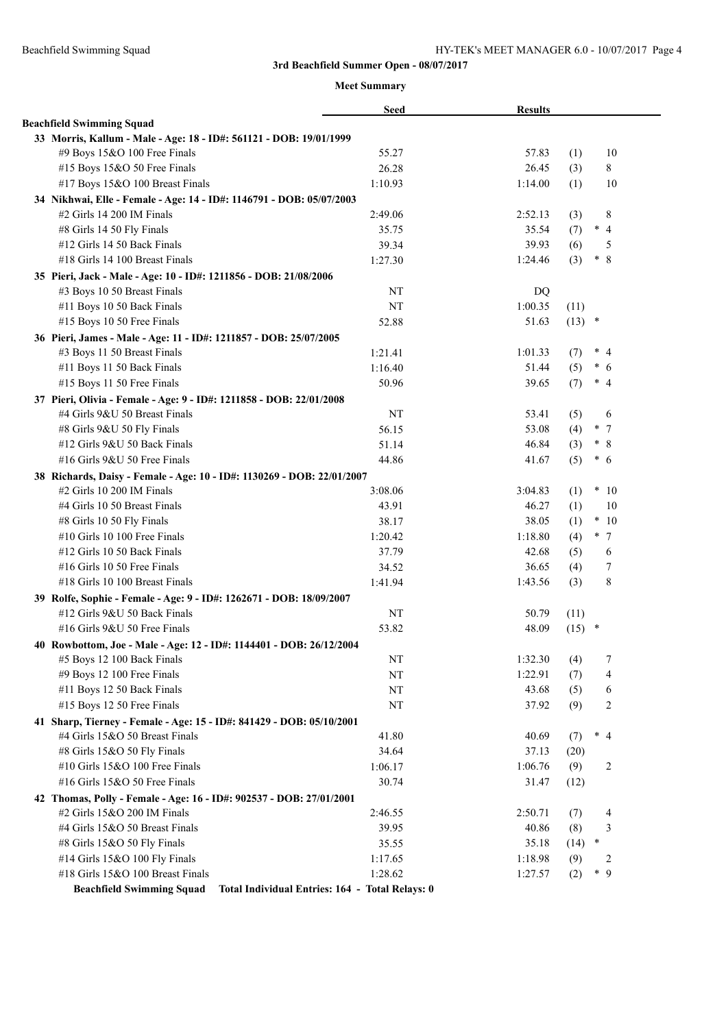**3rd Beachfield Summer Open - 08/07/2017**

**Meet Summary**

| | Seed | Results | | |
|---|---|---|---|---|
| **Beachfield Swimming Squad** | | | | |
| **33 Morris, Kallum - Male - Age: 18 - ID#: 561121 - DOB: 19/01/1999** | | | | |
| #9 Boys 15&O 100 Free Finals | 55.27 | 57.83 | (1) | 10 |
| #15 Boys 15&O 50 Free Finals | 26.28 | 26.45 | (3) | 8 |
| #17 Boys 15&O 100 Breast Finals | 1:10.93 | 1:14.00 | (1) | 10 |
| **34 Nikhwai, Elle - Female - Age: 14 - ID#: 1146791 - DOB: 05/07/2003** | | | | |
| #2 Girls 14 200 IM Finals | 2:49.06 | 2:52.13 | (3) | 8 |
| #8 Girls 14 50 Fly Finals | 35.75 | 35.54 | (7) | * 4 |
| #12 Girls 14 50 Back Finals | 39.34 | 39.93 | (6) | 5 |
| #18 Girls 14 100 Breast Finals | 1:27.30 | 1:24.46 | (3) | * 8 |
| **35 Pieri, Jack - Male - Age: 10 - ID#: 1211856 - DOB: 21/08/2006** | | | | |
| #3 Boys 10 50 Breast Finals | NT | DQ | | |
| #11 Boys 10 50 Back Finals | NT | 1:00.35 | (11) | |
| #15 Boys 10 50 Free Finals | 52.88 | 51.63 | (13) | * |
| **36 Pieri, James - Male - Age: 11 - ID#: 1211857 - DOB: 25/07/2005** | | | | |
| #3 Boys 11 50 Breast Finals | 1:21.41 | 1:01.33 | (7) | * 4 |
| #11 Boys 11 50 Back Finals | 1:16.40 | 51.44 | (5) | * 6 |
| #15 Boys 11 50 Free Finals | 50.96 | 39.65 | (7) | * 4 |
| **37 Pieri, Olivia - Female - Age: 9 - ID#: 1211858 - DOB: 22/01/2008** | | | | |
| #4 Girls 9&U 50 Breast Finals | NT | 53.41 | (5) | 6 |
| #8 Girls 9&U 50 Fly Finals | 56.15 | 53.08 | (4) | * 7 |
| #12 Girls 9&U 50 Back Finals | 51.14 | 46.84 | (3) | * 8 |
| #16 Girls 9&U 50 Free Finals | 44.86 | 41.67 | (5) | * 6 |
| **38 Richards, Daisy - Female - Age: 10 - ID#: 1130269 - DOB: 22/01/2007** | | | | |
| #2 Girls 10 200 IM Finals | 3:08.06 | 3:04.83 | (1) | * 10 |
| #4 Girls 10 50 Breast Finals | 43.91 | 46.27 | (1) | 10 |
| #8 Girls 10 50 Fly Finals | 38.17 | 38.05 | (1) | * 10 |
| #10 Girls 10 100 Free Finals | 1:20.42 | 1:18.80 | (4) | * 7 |
| #12 Girls 10 50 Back Finals | 37.79 | 42.68 | (5) | 6 |
| #16 Girls 10 50 Free Finals | 34.52 | 36.65 | (4) | 7 |
| #18 Girls 10 100 Breast Finals | 1:41.94 | 1:43.56 | (3) | 8 |
| **39 Rolfe, Sophie - Female - Age: 9 - ID#: 1262671 - DOB: 18/09/2007** | | | | |
| #12 Girls 9&U 50 Back Finals | NT | 50.79 | (11) | |
| #16 Girls 9&U 50 Free Finals | 53.82 | 48.09 | (15) | * |
| **40 Rowbottom, Joe - Male - Age: 12 - ID#: 1144401 - DOB: 26/12/2004** | | | | |
| #5 Boys 12 100 Back Finals | NT | 1:32.30 | (4) | 7 |
| #9 Boys 12 100 Free Finals | NT | 1:22.91 | (7) | 4 |
| #11 Boys 12 50 Back Finals | NT | 43.68 | (5) | 6 |
| #15 Boys 12 50 Free Finals | NT | 37.92 | (9) | 2 |
| **41 Sharp, Tierney - Female - Age: 15 - ID#: 841429 - DOB: 05/10/2001** | | | | |
| #4 Girls 15&O 50 Breast Finals | 41.80 | 40.69 | (7) | * 4 |
| #8 Girls 15&O 50 Fly Finals | 34.64 | 37.13 | (20) | |
| #10 Girls 15&O 100 Free Finals | 1:06.17 | 1:06.76 | (9) | 2 |
| #16 Girls 15&O 50 Free Finals | 30.74 | 31.47 | (12) | |
| **42 Thomas, Polly - Female - Age: 16 - ID#: 902537 - DOB: 27/01/2001** | | | | |
| #2 Girls 15&O 200 IM Finals | 2:46.55 | 2:50.71 | (7) | 4 |
| #4 Girls 15&O 50 Breast Finals | 39.95 | 40.86 | (8) | 3 |
| #8 Girls 15&O 50 Fly Finals | 35.55 | 35.18 | (14) | * |
| #14 Girls 15&O 100 Fly Finals | 1:17.65 | 1:18.98 | (9) | 2 |
| #18 Girls 15&O 100 Breast Finals | 1:28.62 | 1:27.57 | (2) | * 9 |

**Beachfield Swimming Squad Total Individual Entries: 164 - Total Relays: 0**